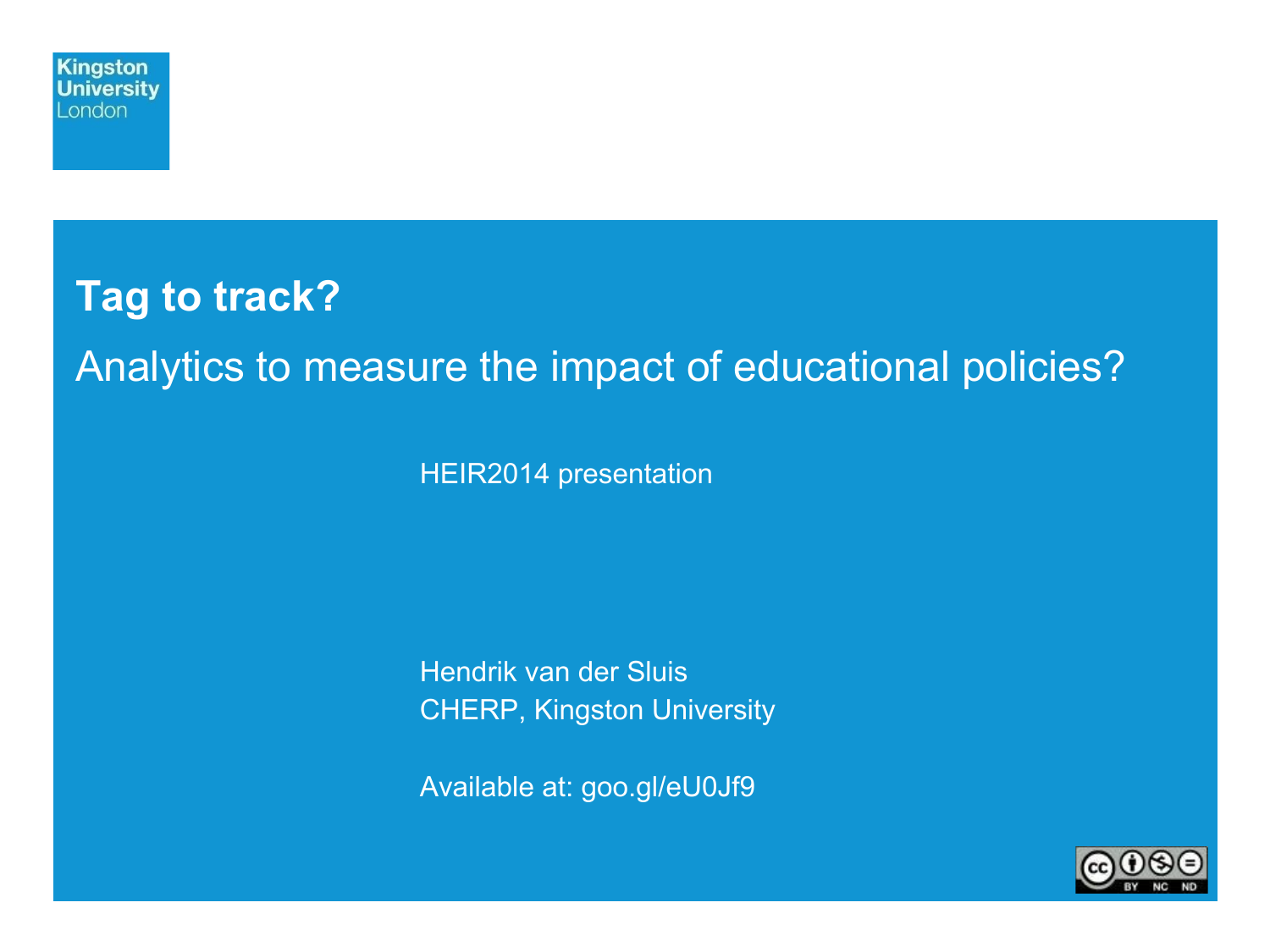Kingston University London

# Tag to track?

## Analytics to measure the impact of educational policies?

HEIR2014 presentation

Hendrik van der Sluis
CHERP, Kingston University

Available at: goo.gl/eU0Jf9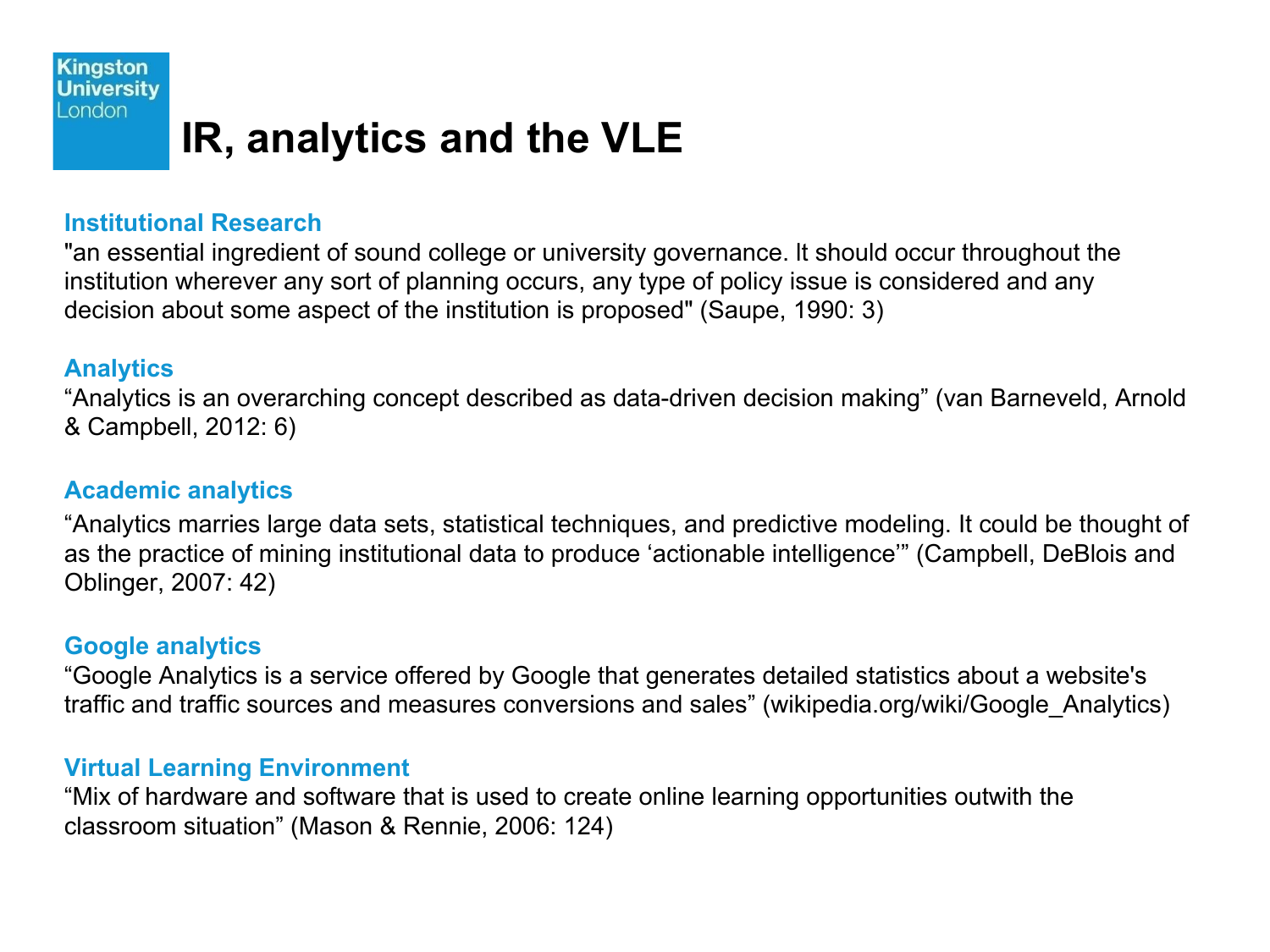Kingston University London

# IR, analytics and the VLE

### Institutional Research

"an essential ingredient of sound college or university governance. It should occur throughout the institution wherever any sort of planning occurs, any type of policy issue is considered and any decision about some aspect of the institution is proposed" (Saupe, 1990: 3)

### Analytics

“Analytics is an overarching concept described as data-driven decision making” (van Barneveld, Arnold & Campbell, 2012: 6)

### Academic analytics

“Analytics marries large data sets, statistical techniques, and predictive modeling. It could be thought of as the practice of mining institutional data to produce ‘actionable intelligence’” (Campbell, DeBlois and Oblinger, 2007: 42)

### Google analytics

“Google Analytics is a service offered by Google that generates detailed statistics about a website's traffic and traffic sources and measures conversions and sales” (wikipedia.org/wiki/Google_Analytics)

### Virtual Learning Environment

“Mix of hardware and software that is used to create online learning opportunities outwith the classroom situation” (Mason & Rennie, 2006: 124)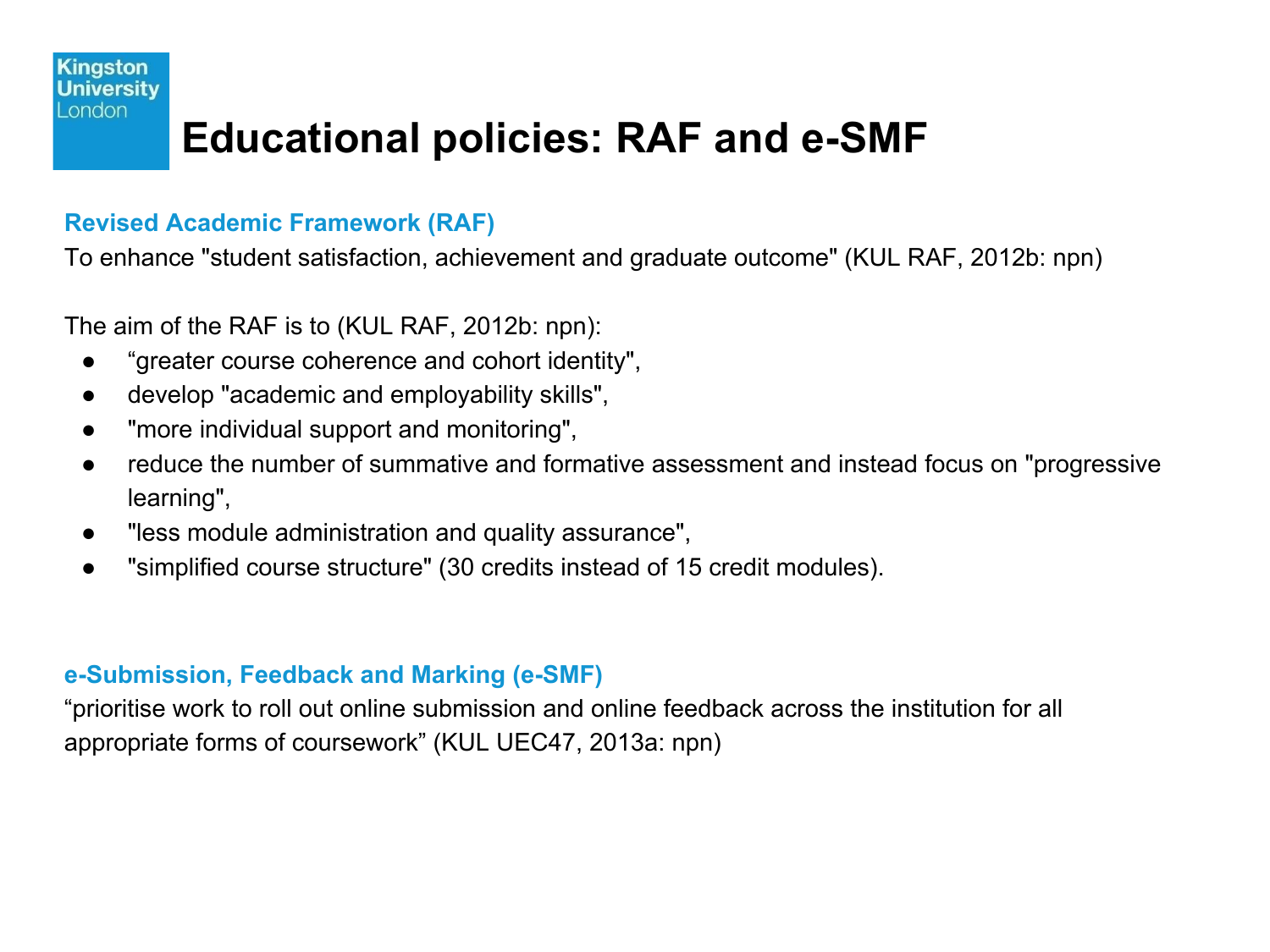# Educational policies: RAF and e-SMF

## Revised Academic Framework (RAF)

To enhance "student satisfaction, achievement and graduate outcome" (KUL RAF, 2012b: npn)

The aim of the RAF is to (KUL RAF, 2012b: npn):

- “greater course coherence and cohort identity",
- develop "academic and employability skills",
- "more individual support and monitoring",
- reduce the number of summative and formative assessment and instead focus on "progressive learning",
- "less module administration and quality assurance",
- "simplified course structure" (30 credits instead of 15 credit modules).

## e-Submission, Feedback and Marking (e-SMF)

“prioritise work to roll out online submission and online feedback across the institution for all appropriate forms of coursework” (KUL UEC47, 2013a: npn)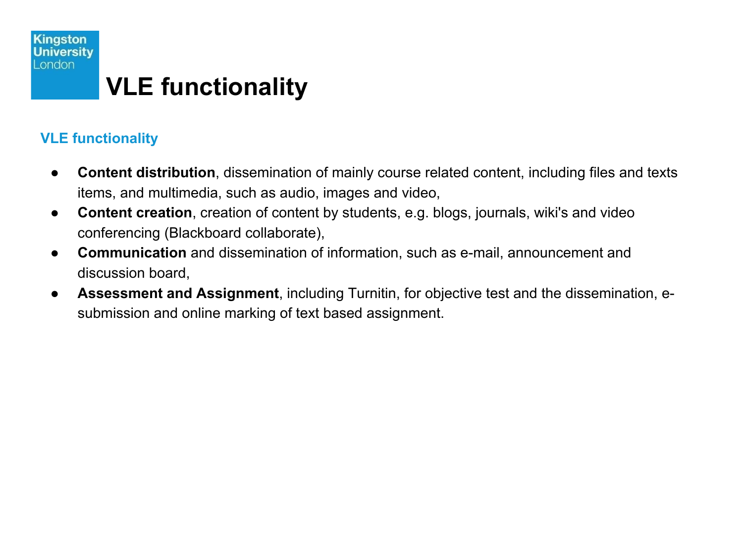# VLE functionality

## VLE functionality

- **Content distribution**, dissemination of mainly course related content, including files and texts items, and multimedia, such as audio, images and video,
- **Content creation**, creation of content by students, e.g. blogs, journals, wiki's and video conferencing (Blackboard collaborate),
- **Communication** and dissemination of information, such as e-mail, announcement and discussion board,
- **Assessment and Assignment**, including Turnitin, for objective test and the dissemination, e-submission and online marking of text based assignment.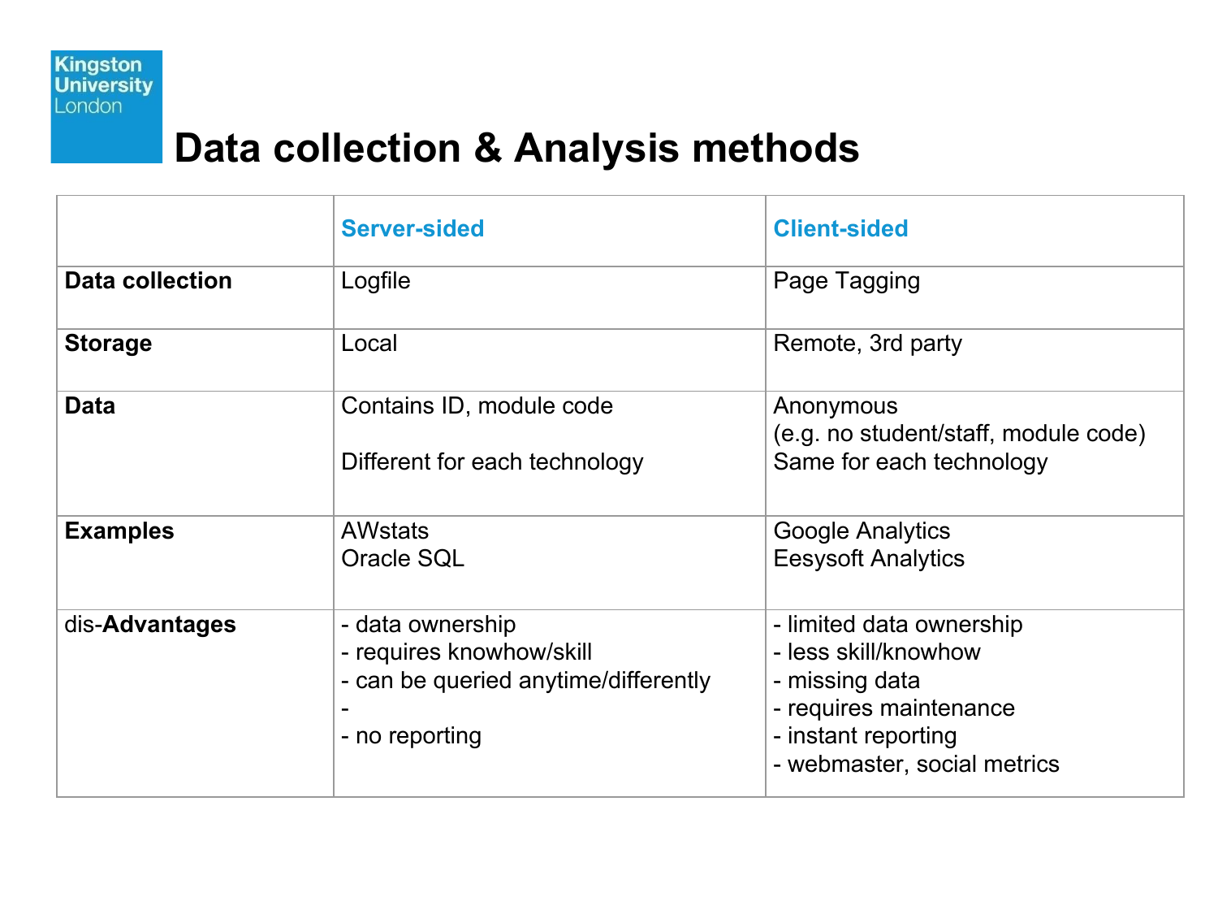# Data collection & Analysis methods

| | Server-sided | Client-sided |
|---|---|---|
| **Data collection** | Logfile | Page Tagging |
| **Storage** | Local | Remote, 3rd party |
| **Data** | Contains ID, module code<br><br>Different for each technology | Anonymous<br>(e.g. no student/staff, module code)<br>Same for each technology |
| **Examples** | AWstats<br>Oracle SQL | Google Analytics<br>Eesysoft Analytics |
| dis-**Advantages** | - data ownership<br>- requires knowhow/skill<br>- can be queried anytime/differently<br>-<br>- no reporting | - limited data ownership<br>- less skill/knowhow<br>- missing data<br>- requires maintenance<br>- instant reporting<br>- webmaster, social metrics |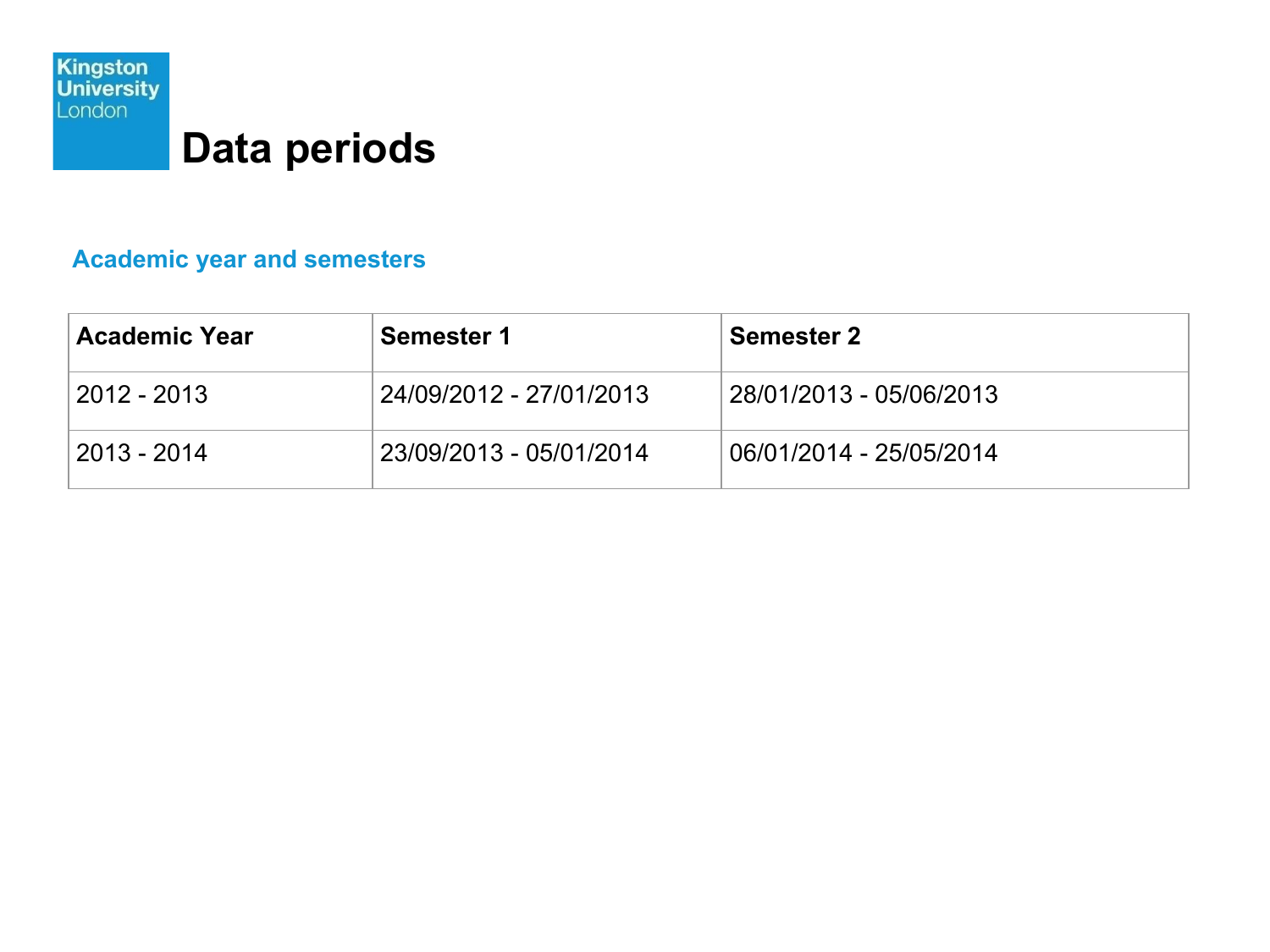# Data periods

## Academic year and semesters

| Academic Year | Semester 1 | Semester 2 |
|---|---|---|
| 2012 - 2013 | 24/09/2012 - 27/01/2013 | 28/01/2013 - 05/06/2013 |
| 2013 - 2014 | 23/09/2013 - 05/01/2014 | 06/01/2014 - 25/05/2014 |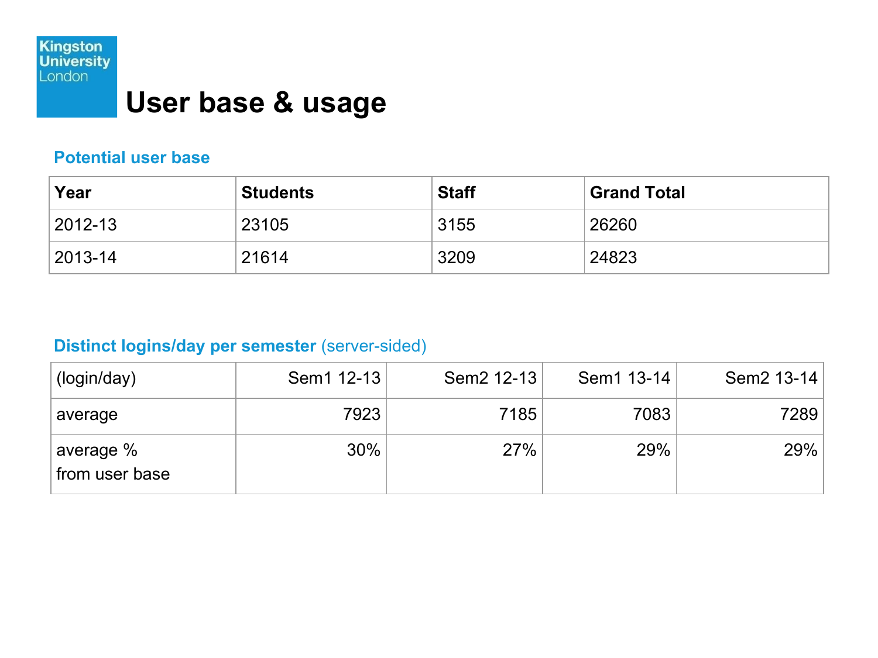Kingston University London

# User base & usage

## Potential user base

| Year | Students | Staff | Grand Total |
|---|---|---|---|
| 2012-13 | 23105 | 3155 | 26260 |
| 2013-14 | 21614 | 3209 | 24823 |

## Distinct logins/day per semester (server-sided)

| (login/day) | Sem1 12-13 | Sem2 12-13 | Sem1 13-14 | Sem2 13-14 |
|---|---|---|---|---|
| average | 7923 | 7185 | 7083 | 7289 |
| average % from user base | 30% | 27% | 29% | 29% |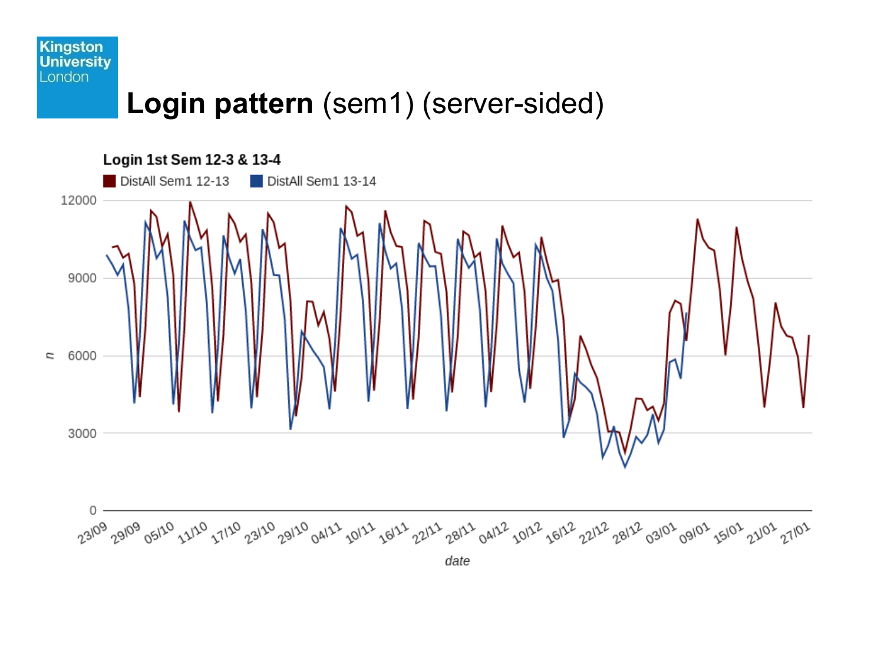# Login pattern (sem1) (server-sided)

Login 1st Sem 12-3 & 13-4

DistAll Sem1 12-13 | DistAll Sem1 13-14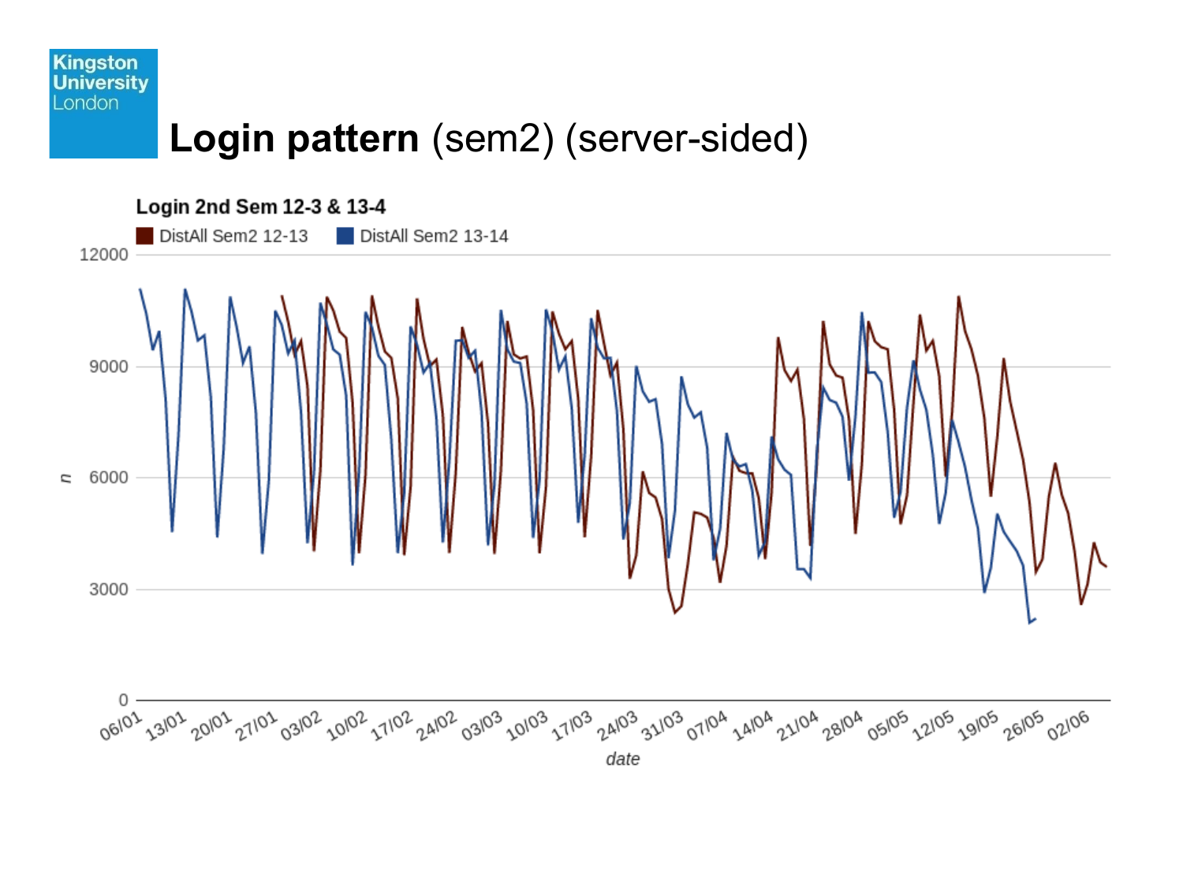# **Login pattern** (sem2) (server-sided)

**Login 2nd Sem 12-3 & 13-4**

DistAll Sem2 12-13 | DistAll Sem2 13-14

n: 0, 3000, 6000, 9000, 12000

date: 06/01, 13/01, 20/01, 27/01, 03/02, 10/02, 17/02, 24/02, 03/03, 10/03, 17/03, 24/03, 31/03, 07/04, 14/04, 21/04, 28/04, 05/05, 12/05, 19/05, 26/05, 02/06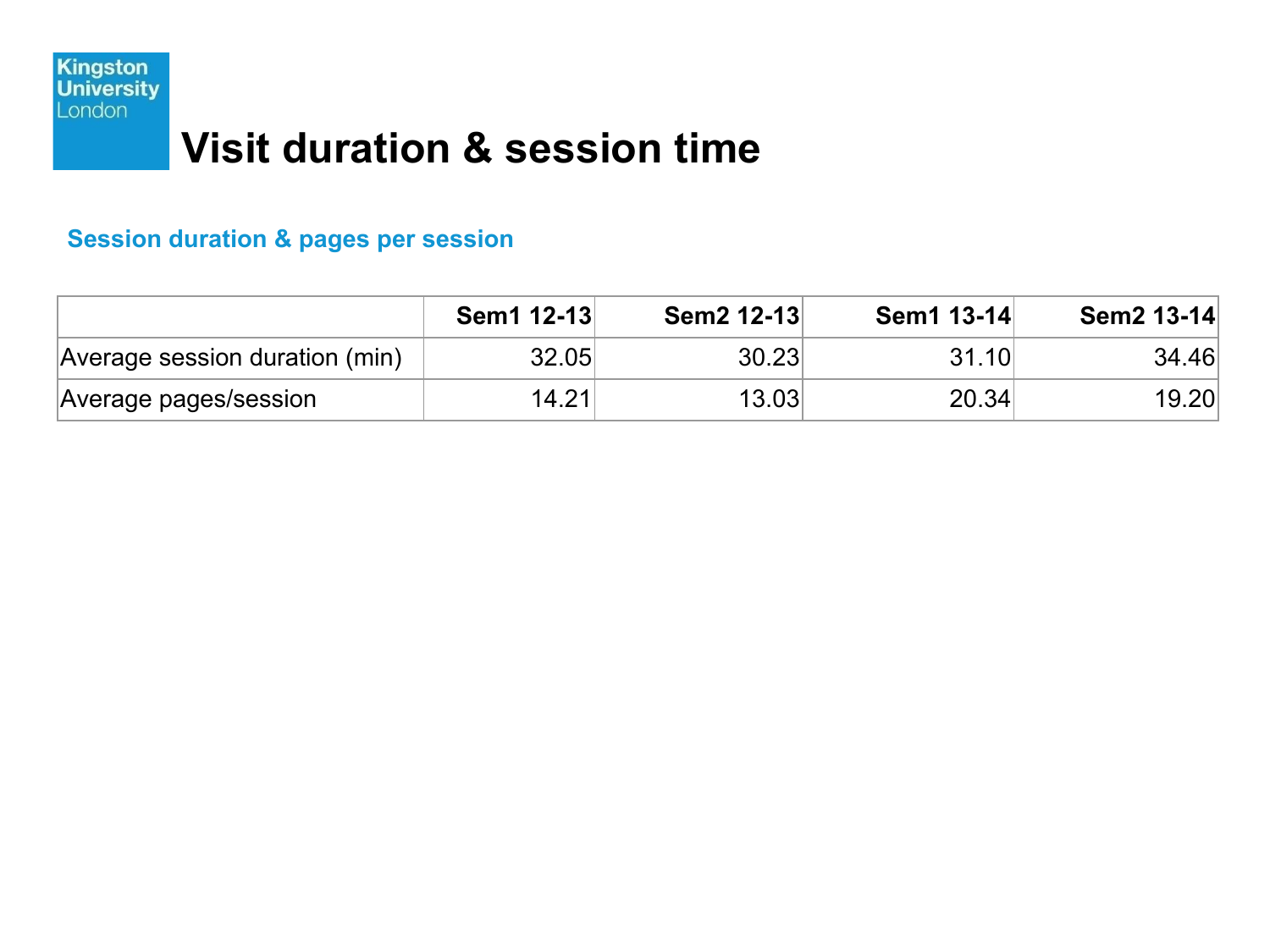# Visit duration & session time

## Session duration & pages per session

| | Sem1 12-13 | Sem2 12-13 | Sem1 13-14 | Sem2 13-14 |
|---|---|---|---|---|
| Average session duration (min) | 32.05 | 30.23 | 31.10 | 34.46 |
| Average pages/session | 14.21 | 13.03 | 20.34 | 19.20 |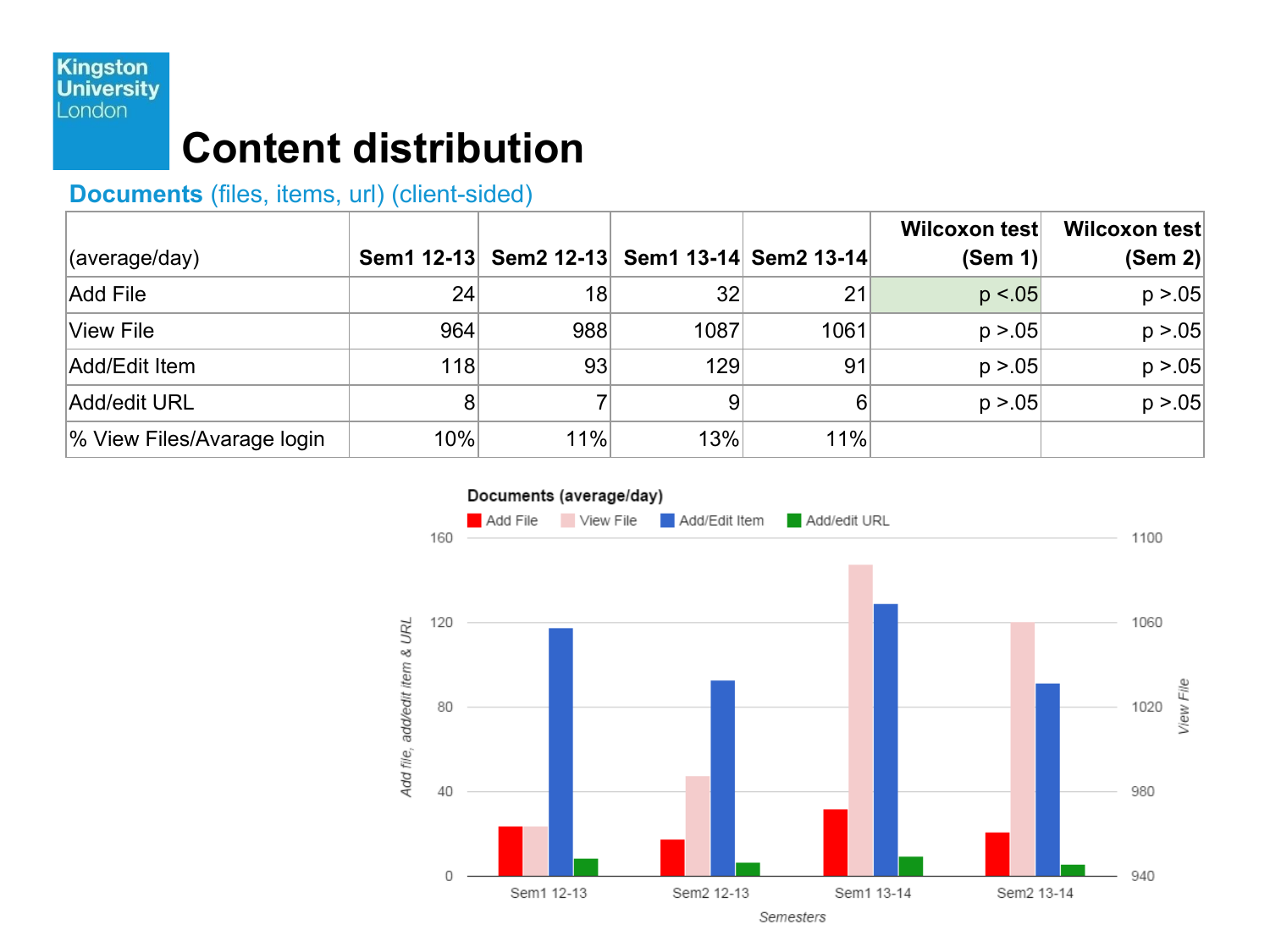Kingston University London

# Content distribution

## Documents (files, items, url) (client-sided)

| (average/day) | Sem1 12-13 | Sem2 12-13 | Sem1 13-14 | Sem2 13-14 | Wilcoxon test (Sem 1) | Wilcoxon test (Sem 2) |
|---|---|---|---|---|---|---|
| Add File | 24 | 18 | 32 | 21 | $p < .05$ | $p > .05$ |
| View File | 964 | 988 | 1087 | 1061 | $p > .05$ | $p > .05$ |
| Add/Edit Item | 118 | 93 | 129 | 91 | $p > .05$ | $p > .05$ |
| Add/edit URL | 8 | 7 | 9 | 6 | $p > .05$ | $p > .05$ |
| % View Files/Avarage login | 10% | 11% | 13% | 11% | | |

Documents (average/day)

Add File | View File | Add/Edit Item | Add/edit URL

Add file, add/edit item & URL (left axis: 0, 40, 80, 120, 160); View File (right axis: 940, 980, 1020, 1060, 1100)

Semesters: Sem1 12-13, Sem2 12-13, Sem1 13-14, Sem2 13-14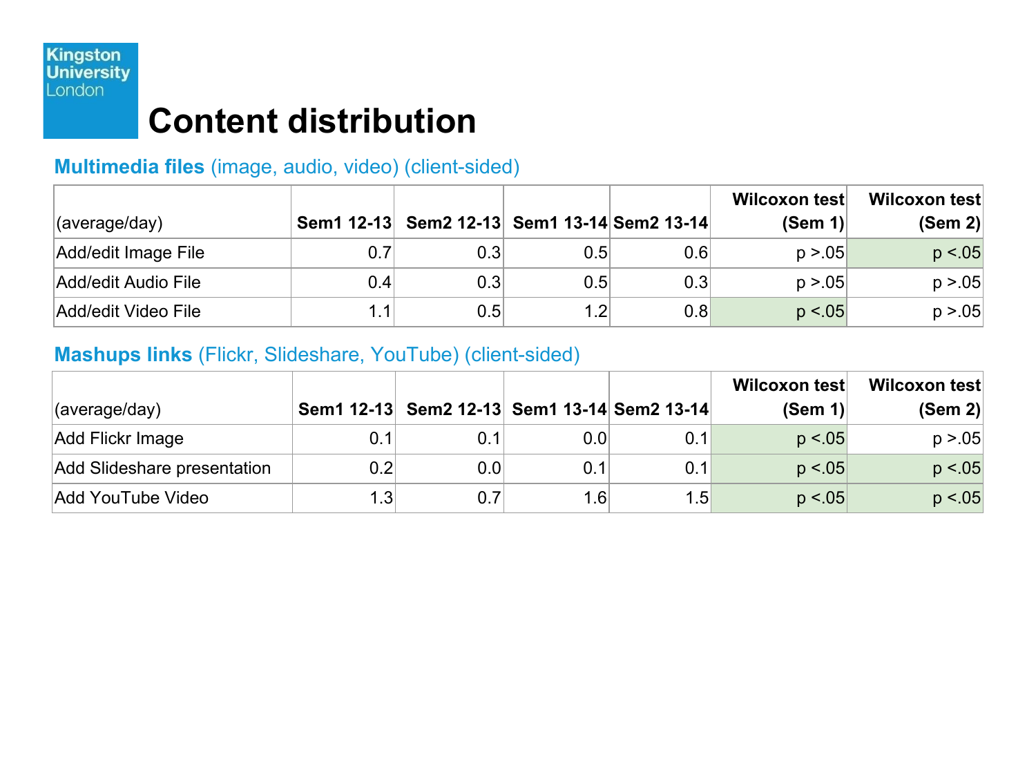# Content distribution

## **Multimedia files** (image, audio, video) (client-sided)

| (average/day) | Sem1 12-13 | Sem2 12-13 | Sem1 13-14 | Sem2 13-14 | Wilcoxon test (Sem 1) | Wilcoxon test (Sem 2) |
|---|---|---|---|---|---|---|
| Add/edit Image File | 0.7 | 0.3 | 0.5 | 0.6 | $p > .05$ | $p < .05$ |
| Add/edit Audio File | 0.4 | 0.3 | 0.5 | 0.3 | $p > .05$ | $p > .05$ |
| Add/edit Video File | 1.1 | 0.5 | 1.2 | 0.8 | $p < .05$ | $p > .05$ |

## **Mashups links** (Flickr, Slideshare, YouTube) (client-sided)

| (average/day) | Sem1 12-13 | Sem2 12-13 | Sem1 13-14 | Sem2 13-14 | Wilcoxon test (Sem 1) | Wilcoxon test (Sem 2) |
|---|---|---|---|---|---|---|
| Add Flickr Image | 0.1 | 0.1 | 0.0 | 0.1 | $p < .05$ | $p > .05$ |
| Add Slideshare presentation | 0.2 | 0.0 | 0.1 | 0.1 | $p < .05$ | $p < .05$ |
| Add YouTube Video | 1.3 | 0.7 | 1.6 | 1.5 | $p < .05$ | $p < .05$ |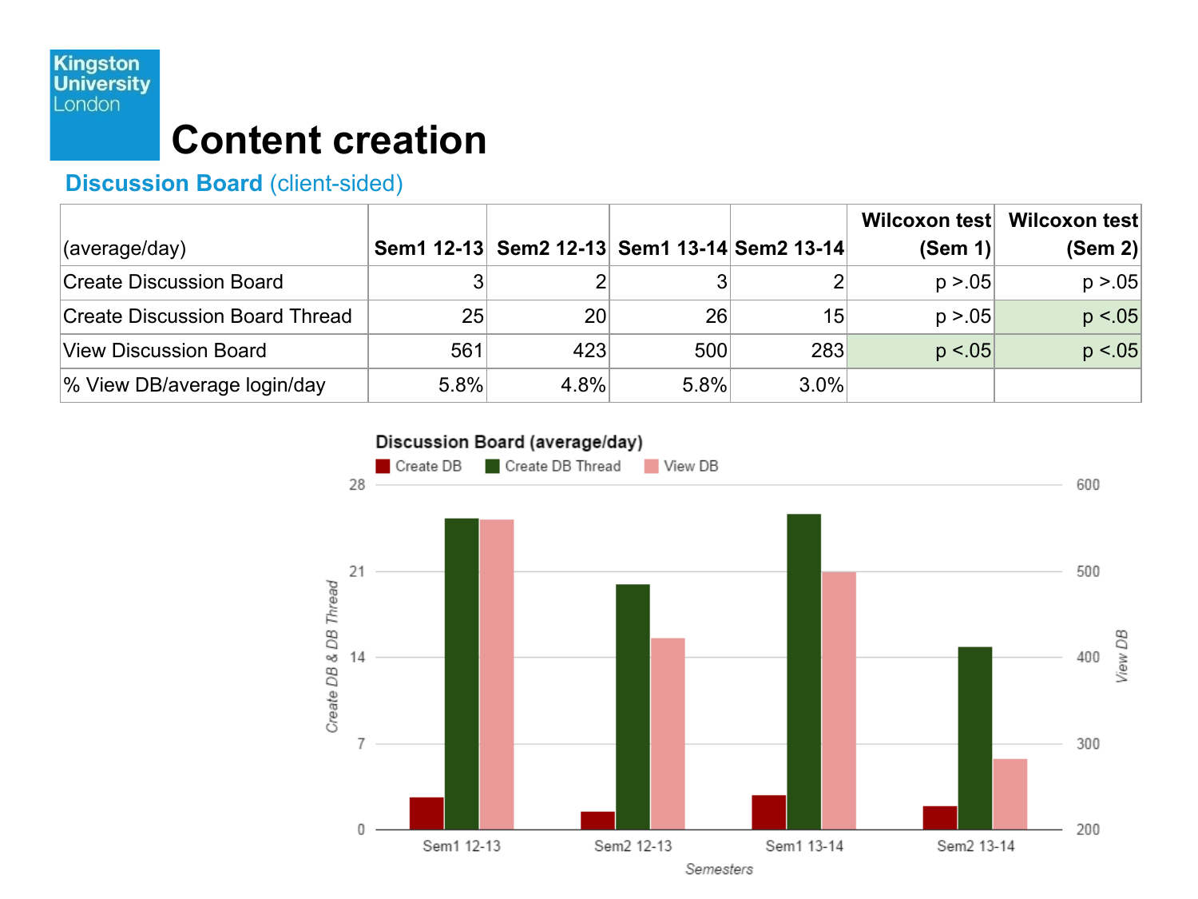# Content creation

## Discussion Board (client-sided)

| (average/day) | Sem1 12-13 | Sem2 12-13 | Sem1 13-14 | Sem2 13-14 | Wilcoxon test (Sem 1) | Wilcoxon test (Sem 2) |
|---|---|---|---|---|---|---|
| Create Discussion Board | 3 | 2 | 3 | 2 | $p > .05$ | $p > .05$ |
| Create Discussion Board Thread | 25 | 20 | 26 | 15 | $p > .05$ | $p < .05$ |
| View Discussion Board | 561 | 423 | 500 | 283 | $p < .05$ | $p < .05$ |
| % View DB/average login/day | 5.8% | 4.8% | 5.8% | 3.0% | | |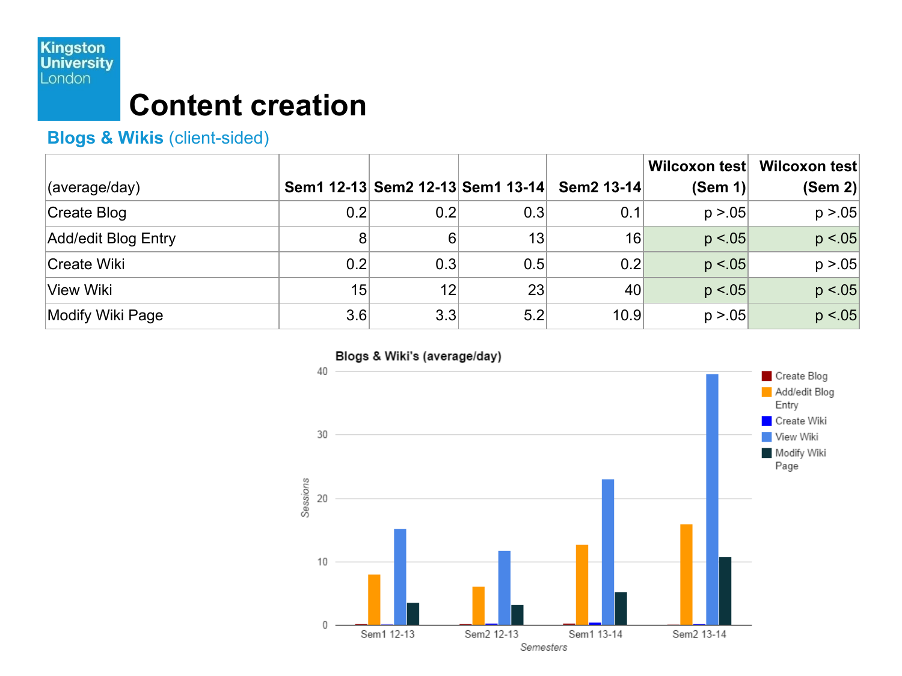Kingston University London

# Content creation

## Blogs & Wikis (client-sided)

| (average/day) | Sem1 12-13 | Sem2 12-13 | Sem1 13-14 | Sem2 13-14 | Wilcoxon test (Sem 1) | Wilcoxon test (Sem 2) |
|---|---|---|---|---|---|---|
| Create Blog | 0.2 | 0.2 | 0.3 | 0.1 | $p > .05$ | $p > .05$ |
| Add/edit Blog Entry | 8 | 6 | 13 | 16 | $p < .05$ | $p < .05$ |
| Create Wiki | 0.2 | 0.3 | 0.5 | 0.2 | $p < .05$ | $p > .05$ |
| View Wiki | 15 | 12 | 23 | 40 | $p < .05$ | $p < .05$ |
| Modify Wiki Page | 3.6 | 3.3 | 5.2 | 10.9 | $p > .05$ | $p < .05$ |

Blogs & Wiki's (average/day)

Sessions (0–40) by Semesters: Sem1 12-13, Sem2 12-13, Sem1 13-14, Sem2 13-14

Legend: Create Blog, Add/edit Blog Entry, Create Wiki, View Wiki, Modify Wiki Page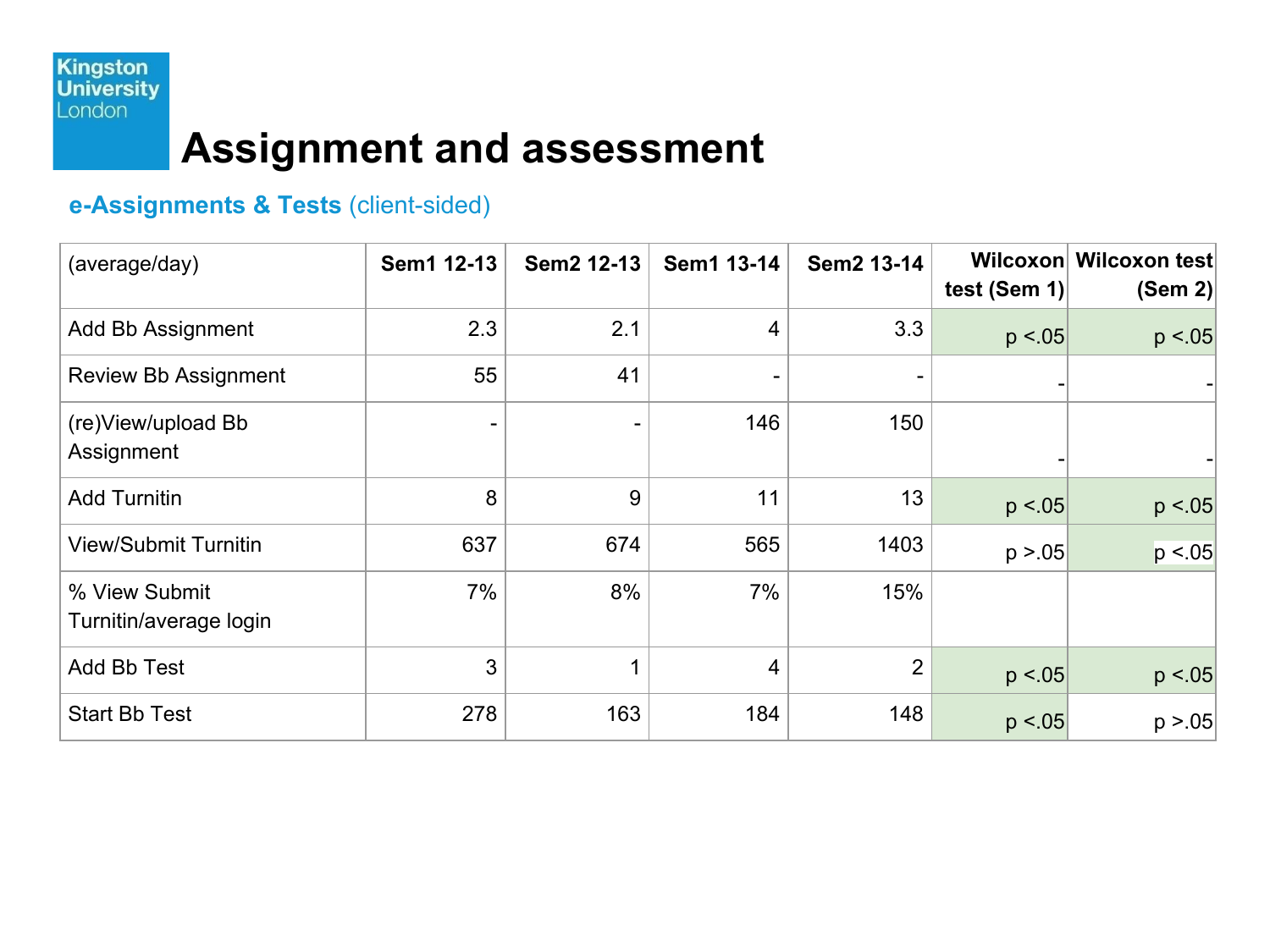Kingston University London

# Assignment and assessment

## e-Assignments & Tests (client-sided)

| (average/day) | Sem1 12-13 | Sem2 12-13 | Sem1 13-14 | Sem2 13-14 | Wilcoxon test (Sem 1) | Wilcoxon test (Sem 2) |
|---|---|---|---|---|---|---|
| Add Bb Assignment | 2.3 | 2.1 | 4 | 3.3 | $p < .05$ | $p < .05$ |
| Review Bb Assignment | 55 | 41 | - | - | - | - |
| (re)View/upload Bb Assignment | - | - | 146 | 150 | - | - |
| Add Turnitin | 8 | 9 | 11 | 13 | $p < .05$ | $p < .05$ |
| View/Submit Turnitin | 637 | 674 | 565 | 1403 | $p > .05$ | $p < .05$ |
| % View Submit Turnitin/average login | 7% | 8% | 7% | 15% | | |
| Add Bb Test | 3 | 1 | 4 | 2 | $p < .05$ | $p < .05$ |
| Start Bb Test | 278 | 163 | 184 | 148 | $p < .05$ | $p > .05$ |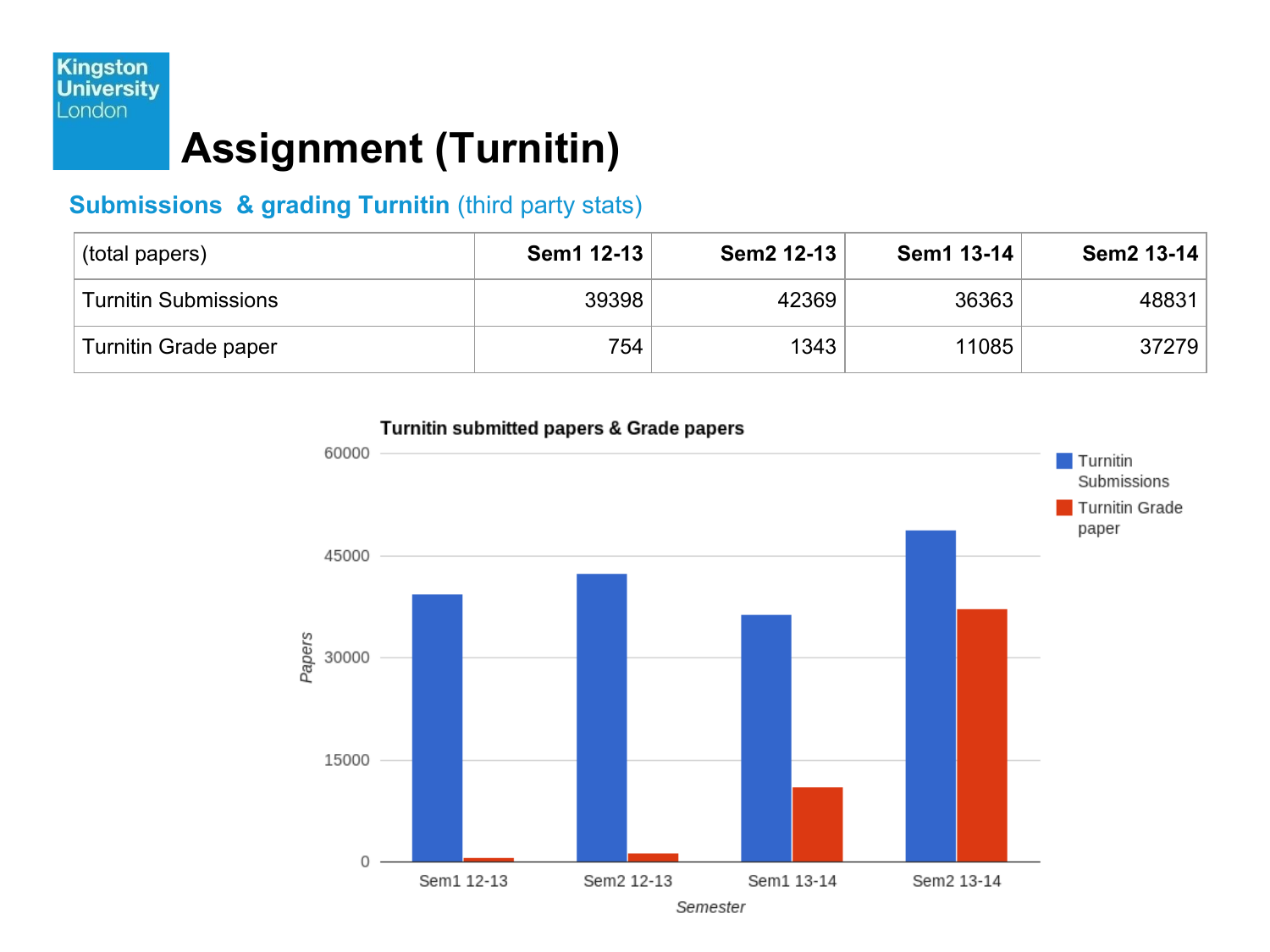Kingston University London

# Assignment (Turnitin)

**Submissions & grading Turnitin** (third party stats)

| (total papers) | Sem1 12-13 | Sem2 12-13 | Sem1 13-14 | Sem2 13-14 |
|---|---|---|---|---|
| Turnitin Submissions | 39398 | 42369 | 36363 | 48831 |
| Turnitin Grade paper | 754 | 1343 | 11085 | 37279 |

**Turnitin submitted papers & Grade papers**

Papers: 60000, 45000, 30000, 15000, 0

Semester: Sem1 12-13, Sem2 12-13, Sem1 13-14, Sem2 13-14

Turnitin Submissions

Turnitin Grade paper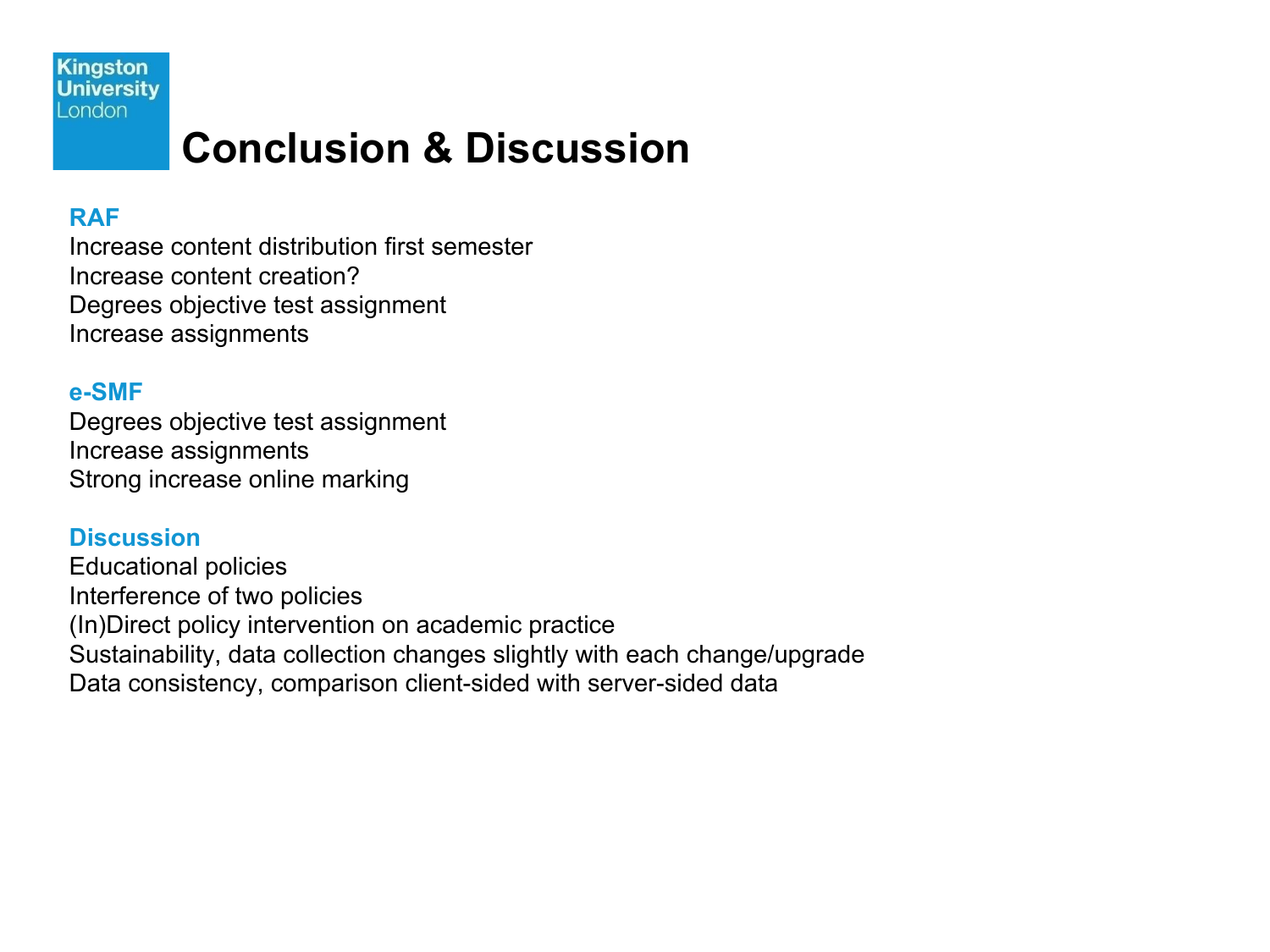# Conclusion & Discussion

**RAF**

Increase content distribution first semester
Increase content creation?
Degrees objective test assignment
Increase assignments

**e-SMF**

Degrees objective test assignment
Increase assignments
Strong increase online marking

**Discussion**

Educational policies
Interference of two policies
(In)Direct policy intervention on academic practice
Sustainability, data collection changes slightly with each change/upgrade
Data consistency, comparison client-sided with server-sided data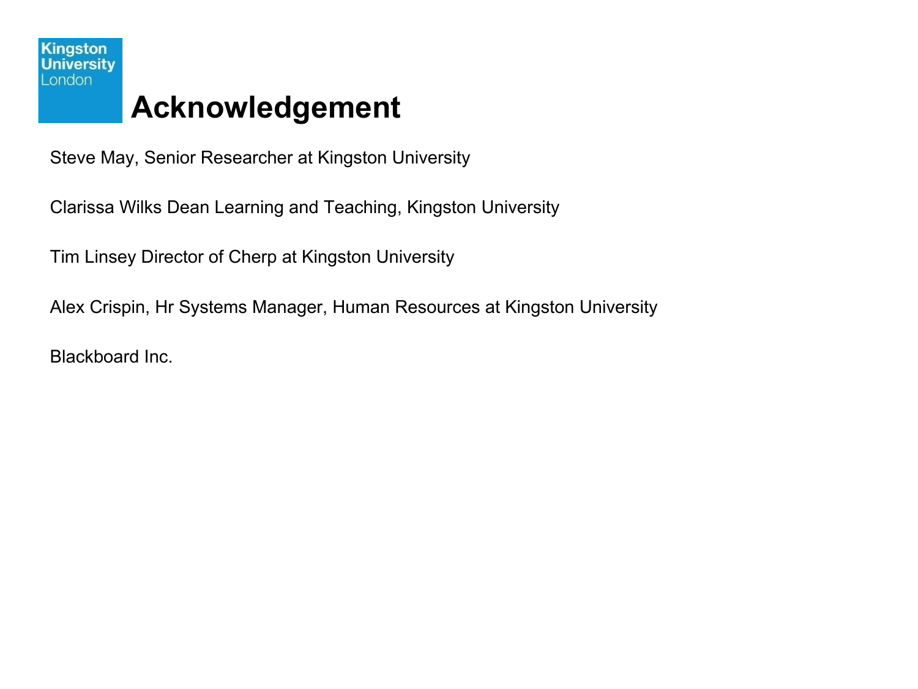# Acknowledgement

Steve May, Senior Researcher at Kingston University

Clarissa Wilks Dean Learning and Teaching, Kingston University

Tim Linsey Director of Cherp at Kingston University

Alex Crispin, Hr Systems Manager, Human Resources at Kingston University

Blackboard Inc.